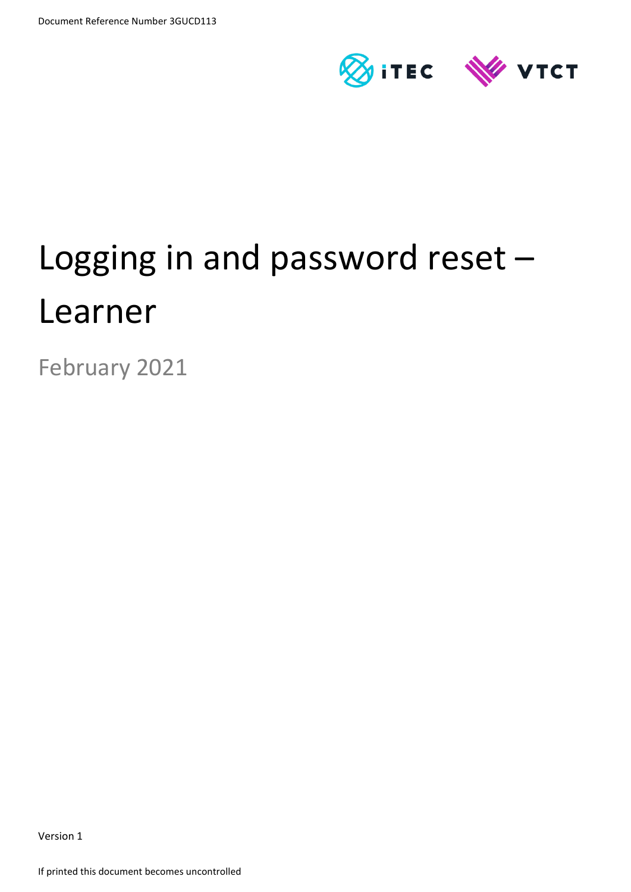Document Reference Number 3GUCD113

# Logging in and password reset – Learner

February 2021

Version 1

If printed this document becomes uncontrolled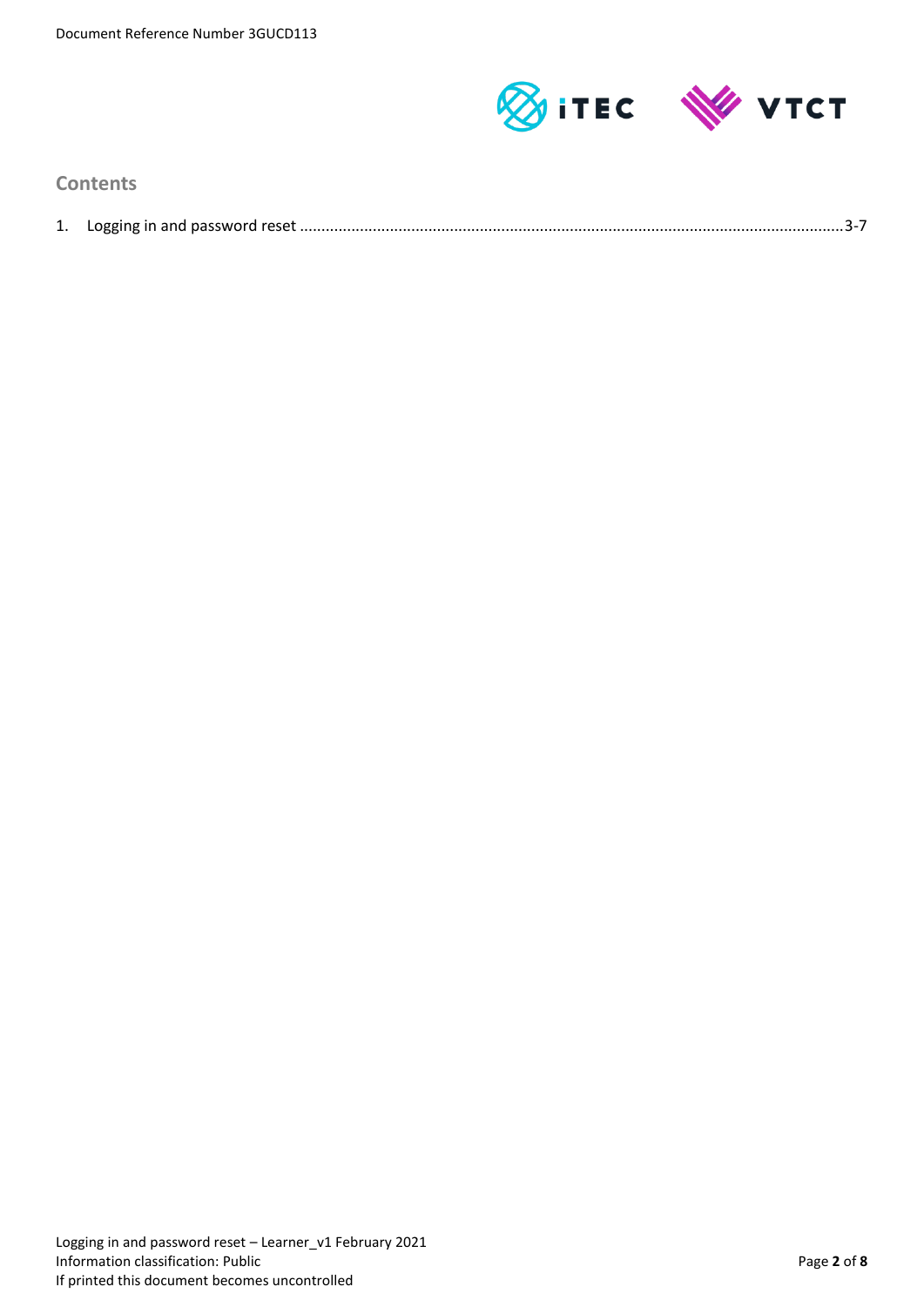## Contents

1. Logging in and password reset ....................................................................................................................3-7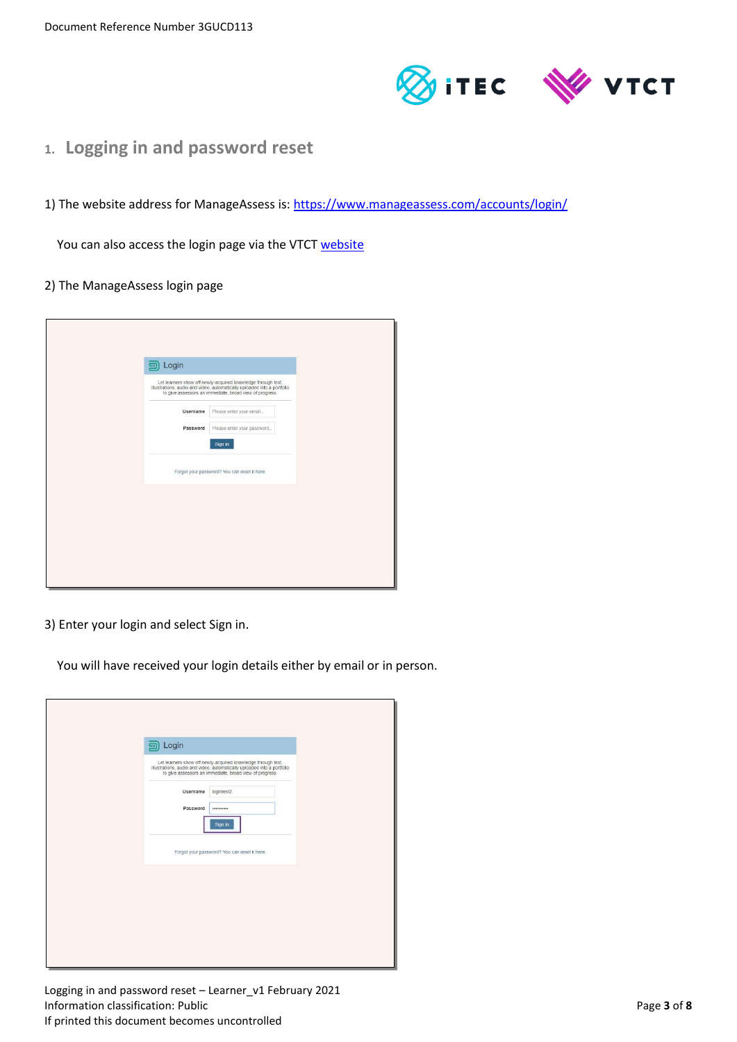# 1. Logging in and password reset

1) The website address for ManageAssess is: [https://www.manageassess.com/accounts/login/](https://www.manageassess.com/accounts/login/)

You can also access the login page via the VTCT [website](website)

2) The ManageAssess login page

3) Enter your login and select Sign in.

You will have received your login details either by email or in person.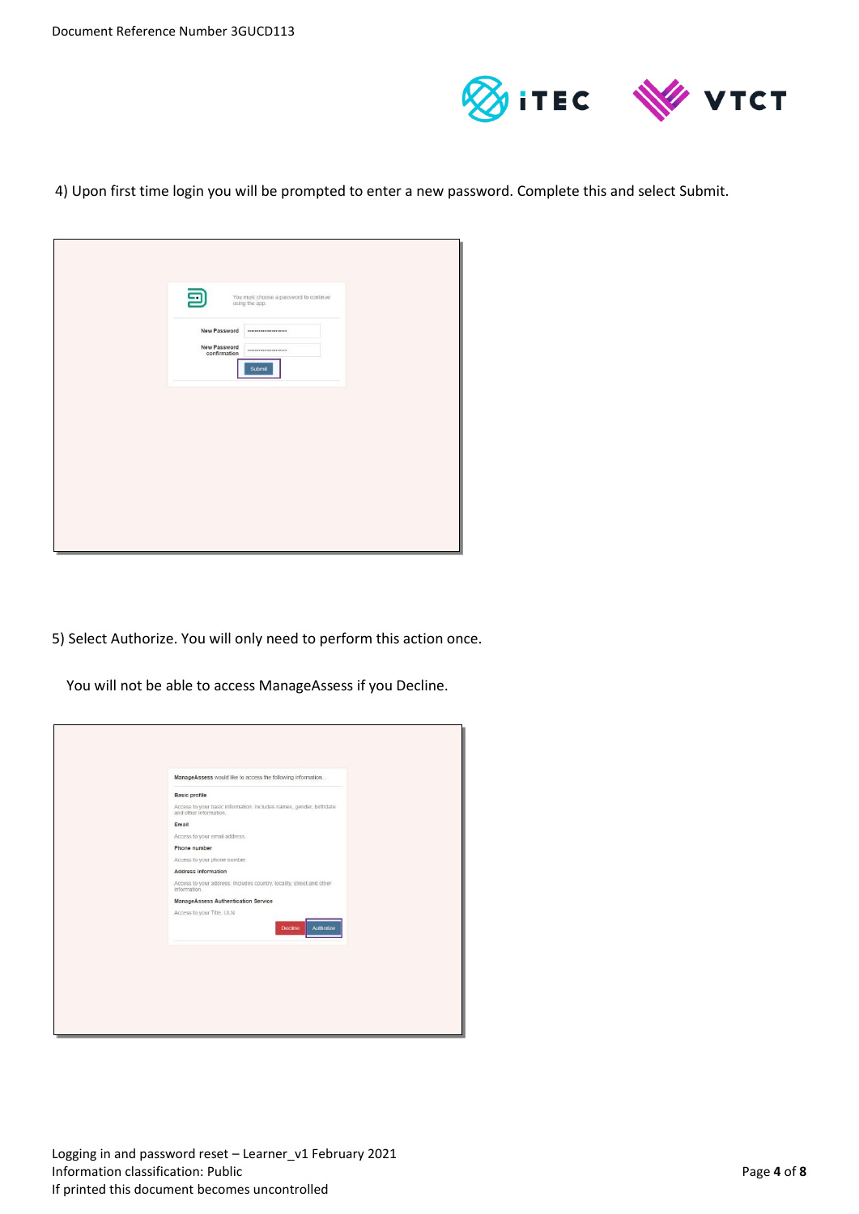4) Upon first time login you will be prompted to enter a new password. Complete this and select Submit.

You must choose a password to continue using the app.

New Password

New Password confirmation

Submit

5) Select Authorize. You will only need to perform this action once.

You will not be able to access ManageAssess if you Decline.

ManageAssess would like to access the following information.

Basic profile

Access to your basic information. Includes names, gender, birthdate and other information.

Email

Access to your email address.

Phone number

Access to your phone number.

Address information

Access to your address. Includes country, locality, street and other information.

ManageAssess Authentication Service

Access to your Title, ULN.

Decline Authorize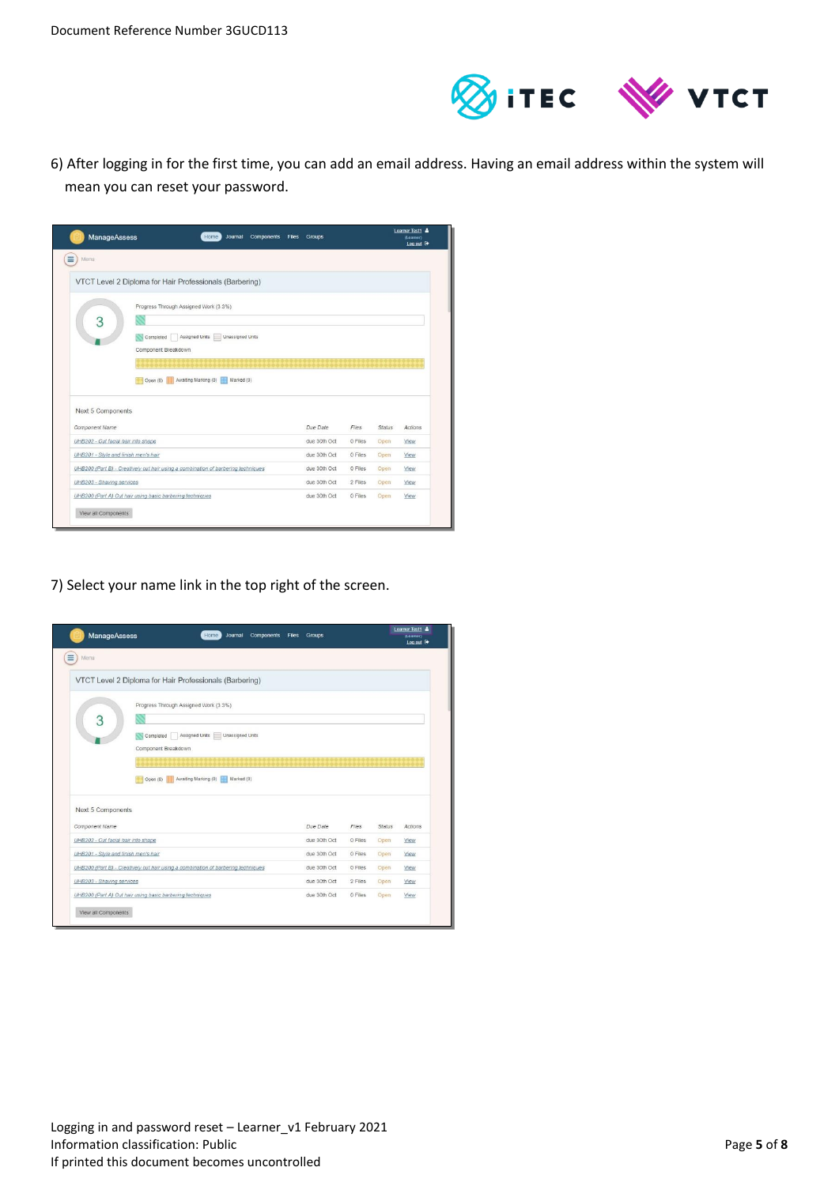6) After logging in for the first time, you can add an email address. Having an email address within the system will mean you can reset your password.

7) Select your name link in the top right of the screen.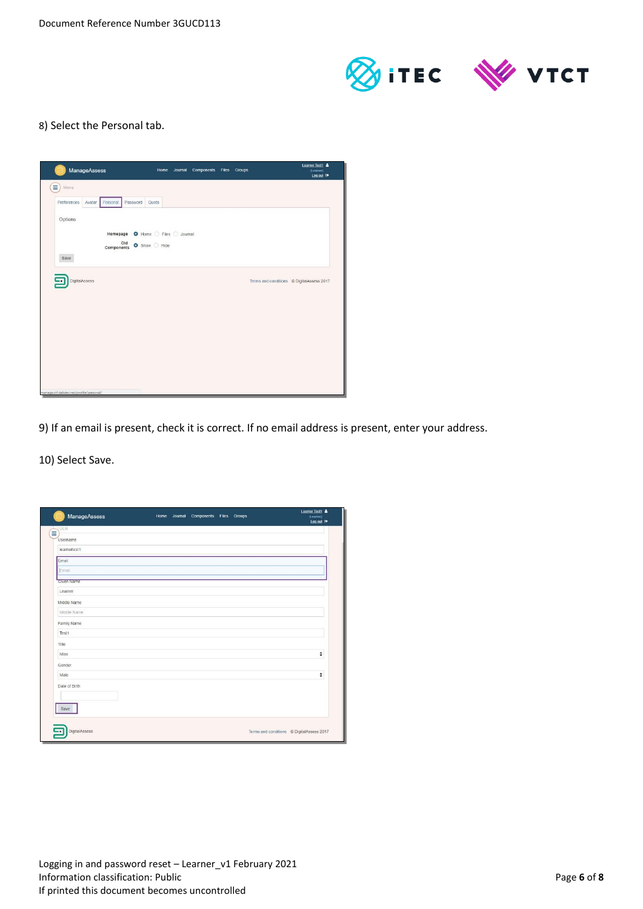8) Select the Personal tab.

9) If an email is present, check it is correct. If no email address is present, enter your address.

10) Select Save.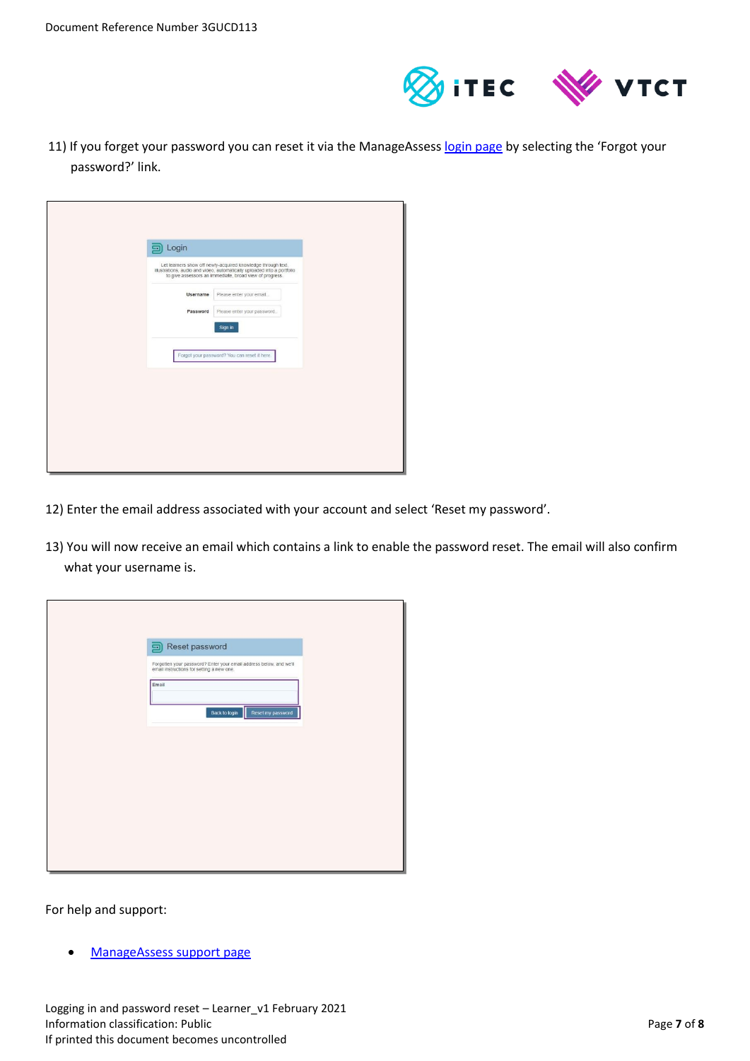11) If you forget your password you can reset it via the ManageAssess [login page]() by selecting the 'Forgot your password?' link.

12) Enter the email address associated with your account and select 'Reset my password'.

13) You will now receive an email which contains a link to enable the password reset. The email will also confirm what your username is.

For help and support:

- [ManageAssess support page]()

Logging in and password reset – Learner_v1 February 2021
Information classification: Public
If printed this document becomes uncontrolled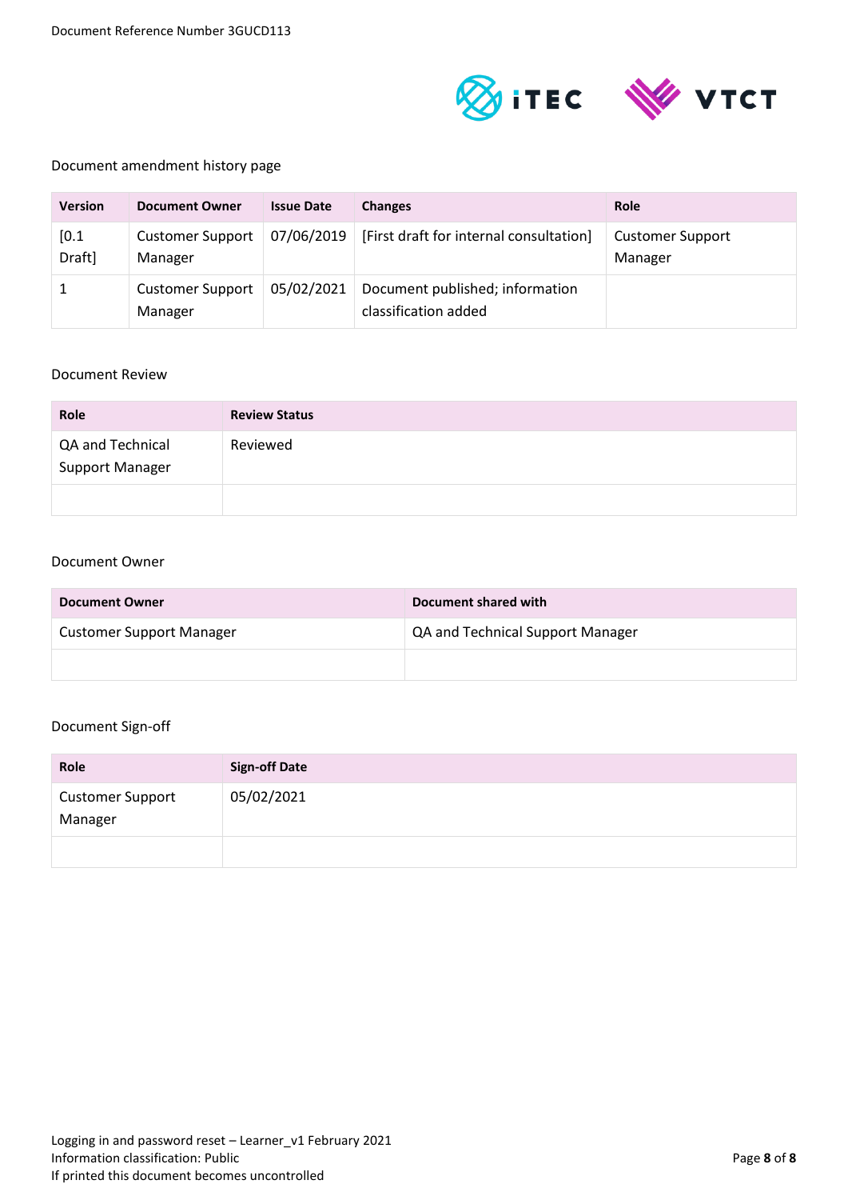Document amendment history page

| Version | Document Owner | Issue Date | Changes | Role |
|---|---|---|---|---|
| [0.1 Draft] | Customer Support Manager | 07/06/2019 | [First draft for internal consultation] | Customer Support Manager |
| 1 | Customer Support Manager | 05/02/2021 | Document published; information classification added | |

Document Review

| Role | Review Status |
|---|---|
| QA and Technical Support Manager | Reviewed |
| | |

Document Owner

| Document Owner | Document shared with |
|---|---|
| Customer Support Manager | QA and Technical Support Manager |
| | |

Document Sign-off

| Role | Sign-off Date |
|---|---|
| Customer Support Manager | 05/02/2021 |
| | |